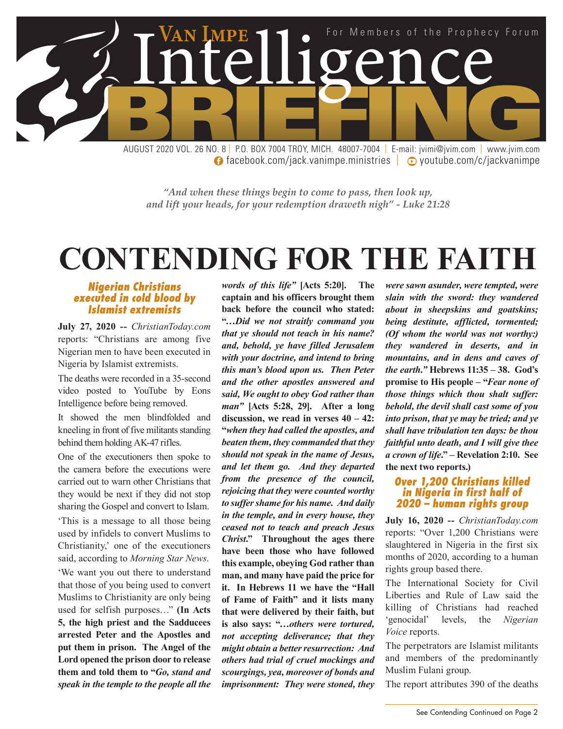# Van Impe Intelligence BRIEFING

For Members of the Prophecy Forum

AUGUST 2020 VOL. 26 NO. 8 | P.O. BOX 7004 TROY, MICH. 48007-7004 | E-mail: jvimi@jvim.com | www.jvim.com
facebook.com/jack.vanimpe.ministries | youtube.com/c/jackvanimpe

*"And when these things begin to come to pass, then look up, and lift your heads, for your redemption draweth nigh" - Luke 21:28*

# CONTENDING FOR THE FAITH

### Nigerian Christians executed in cold blood by Islamist extremists

**July 27, 2020 --** *ChristianToday.com* reports: "Christians are among five Nigerian men to have been executed in Nigeria by Islamist extremists.

The deaths were recorded in a 35-second video posted to YouTube by Eons Intelligence before being removed.

It showed the men blindfolded and kneeling in front of five militants standing behind them holding AK-47 rifles.

One of the executioners then spoke to the camera before the executions were carried out to warn other Christians that they would be next if they did not stop sharing the Gospel and convert to Islam.

'This is a message to all those being used by infidels to convert Muslims to Christianity,' one of the executioners said, according to *Morning Star News*.

'We want you out there to understand that those of you being used to convert Muslims to Christianity are only being used for selfish purposes…" **(In Acts 5, the high priest and the Sadducees arrested Peter and the Apostles and put them in prison. The Angel of the Lord opened the prison door to release them and told them to "*Go, stand and speak in the temple to the people all the words of this life"* [Acts 5:20]. The captain and his officers brought them back before the council who stated: "*…Did we not straitly command you that ye should not teach in his name? and, behold, ye have filled Jerusalem with your doctrine, and intend to bring this man's blood upon us. Then Peter and the other apostles answered and said, We ought to obey God rather than man"* [Acts 5:28, 29]. After a long discussion, we read in verses 40 – 42: "*when they had called the apostles, and beaten them, they commanded that they should not speak in the name of Jesus, and let them go. And they departed from the presence of the council, rejoicing that they were counted worthy to suffer shame for his name. And daily in the temple, and in every house, they ceased not to teach and preach Jesus Christ.*" Throughout the ages there have been those who followed this example, obeying God rather than man, and many have paid the price for it. In Hebrews 11 we have the "Hall of Fame of Faith" and it lists many that were delivered by their faith, but is also says: "*…others were tortured, not accepting deliverance; that they might obtain a better resurrection: And others had trial of cruel mockings and scourgings, yea, moreover of bonds and imprisonment: They were stoned, they were sawn asunder, were tempted, were slain with the sword: they wandered about in sheepskins and goatskins; being destitute, afflicted, tormented; (Of whom the world was not worthy:) they wandered in deserts, and in mountains, and in dens and caves of the earth."* Hebrews 11:35 – 38. God's promise to His people – "*Fear none of those things which thou shalt suffer: behold, the devil shall cast some of you into prison, that ye may be tried; and ye shall have tribulation ten days: be thou faithful unto death, and I will give thee a crown of life.*" – Revelation 2:10. See the next two reports.)**

### Over 1,200 Christians killed in Nigeria in first half of 2020 – human rights group

**July 16, 2020 --** *ChristianToday.com* reports: "Over 1,200 Christians were slaughtered in Nigeria in the first six months of 2020, according to a human rights group based there.

The International Society for Civil Liberties and Rule of Law said the killing of Christians had reached 'genocidal' levels, the *Nigerian Voice* reports.

The perpetrators are Islamist militants and members of the predominantly Muslim Fulani group.

The report attributes 390 of the deaths

See Contending Continued on Page 2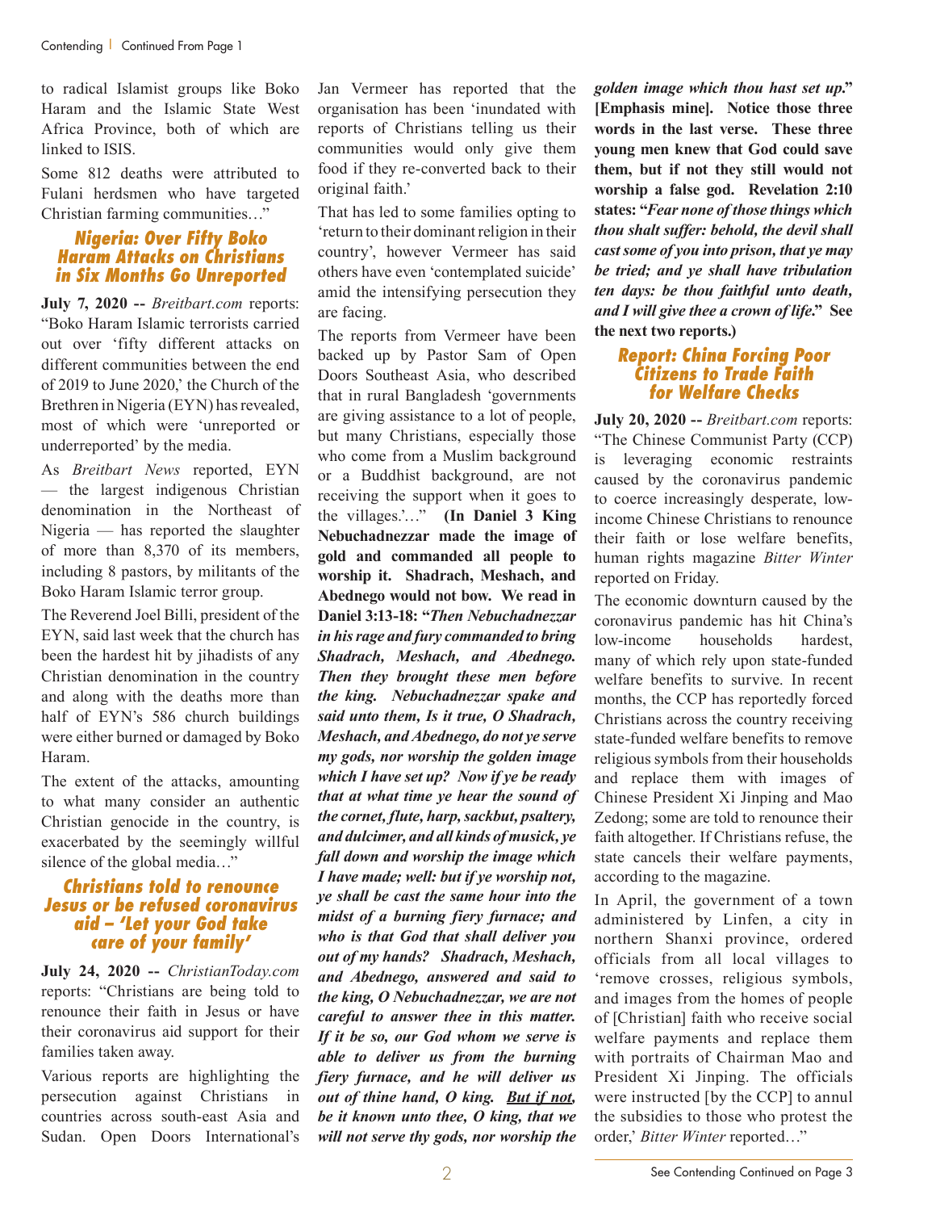to radical Islamist groups like Boko Haram and the Islamic State West Africa Province, both of which are linked to ISIS.

Some 812 deaths were attributed to Fulani herdsmen who have targeted Christian farming communities…"

### Nigeria: Over Fifty Boko Haram Attacks on Christians in Six Months Go Unreported

**July 7, 2020 --** *Breitbart.com* reports: "Boko Haram Islamic terrorists carried out over 'fifty different attacks on different communities between the end of 2019 to June 2020,' the Church of the Brethren in Nigeria (EYN) has revealed, most of which were 'unreported or underreported' by the media.

As *Breitbart News* reported, EYN — the largest indigenous Christian denomination in the Northeast of Nigeria — has reported the slaughter of more than 8,370 of its members, including 8 pastors, by militants of the Boko Haram Islamic terror group.

The Reverend Joel Billi, president of the EYN, said last week that the church has been the hardest hit by jihadists of any Christian denomination in the country and along with the deaths more than half of EYN's 586 church buildings were either burned or damaged by Boko Haram.

The extent of the attacks, amounting to what many consider an authentic Christian genocide in the country, is exacerbated by the seemingly willful silence of the global media…"

### Christians told to renounce Jesus or be refused coronavirus aid – 'Let your God take care of your family'

**July 24, 2020 --** *ChristianToday.com* reports: "Christians are being told to renounce their faith in Jesus or have their coronavirus aid support for their families taken away.

Various reports are highlighting the persecution against Christians in countries across south-east Asia and Sudan. Open Doors International's Jan Vermeer has reported that the organisation has been 'inundated with reports of Christians telling us their communities would only give them food if they re-converted back to their original faith.'

That has led to some families opting to 'return to their dominant religion in their country', however Vermeer has said others have even 'contemplated suicide' amid the intensifying persecution they are facing.

The reports from Vermeer have been backed up by Pastor Sam of Open Doors Southeast Asia, who described that in rural Bangladesh 'governments are giving assistance to a lot of people, but many Christians, especially those who come from a Muslim background or a Buddhist background, are not receiving the support when it goes to the villages.'…" **(In Daniel 3 King Nebuchadnezzar made the image of gold and commanded all people to worship it. Shadrach, Meshach, and Abednego would not bow. We read in Daniel 3:13-18: "*Then Nebuchadnezzar in his rage and fury commanded to bring Shadrach, Meshach, and Abednego. Then they brought these men before the king. Nebuchadnezzar spake and said unto them, Is it true, O Shadrach, Meshach, and Abednego, do not ye serve my gods, nor worship the golden image which I have set up? Now if ye be ready that at what time ye hear the sound of the cornet, flute, harp, sackbut, psaltery, and dulcimer, and all kinds of musick, ye fall down and worship the image which I have made; well: but if ye worship not, ye shall be cast the same hour into the midst of a burning fiery furnace; and who is that God that shall deliver you out of my hands? Shadrach, Meshach, and Abednego, answered and said to the king, O Nebuchadnezzar, we are not careful to answer thee in this matter. If it be so, our God whom we serve is able to deliver us from the burning fiery furnace, and he will deliver us out of thine hand, O king. <u>But if not</u>, be it known unto thee, O king, that we will not serve thy gods, nor worship the golden image which thou hast set up.*" [Emphasis mine]. Notice those three words in the last verse. These three young men knew that God could save them, but if not they still would not worship a false god. Revelation 2:10 states: "*Fear none of those things which thou shalt suffer: behold, the devil shall cast some of you into prison, that ye may be tried; and ye shall have tribulation ten days: be thou faithful unto death, and I will give thee a crown of life.*" See the next two reports.)**

### Report: China Forcing Poor Citizens to Trade Faith for Welfare Checks

**July 20, 2020 --** *Breitbart.com* reports: "The Chinese Communist Party (CCP) is leveraging economic restraints caused by the coronavirus pandemic to coerce increasingly desperate, low-income Chinese Christians to renounce their faith or lose welfare benefits, human rights magazine *Bitter Winter* reported on Friday.

The economic downturn caused by the coronavirus pandemic has hit China's low-income households hardest, many of which rely upon state-funded welfare benefits to survive. In recent months, the CCP has reportedly forced Christians across the country receiving state-funded welfare benefits to remove religious symbols from their households and replace them with images of Chinese President Xi Jinping and Mao Zedong; some are told to renounce their faith altogether. If Christians refuse, the state cancels their welfare payments, according to the magazine.

In April, the government of a town administered by Linfen, a city in northern Shanxi province, ordered officials from all local villages to 'remove crosses, religious symbols, and images from the homes of people of [Christian] faith who receive social welfare payments and replace them with portraits of Chairman Mao and President Xi Jinping. The officials were instructed [by the CCP] to annul the subsidies to those who protest the order,' *Bitter Winter* reported…"

See Contending Continued on Page 3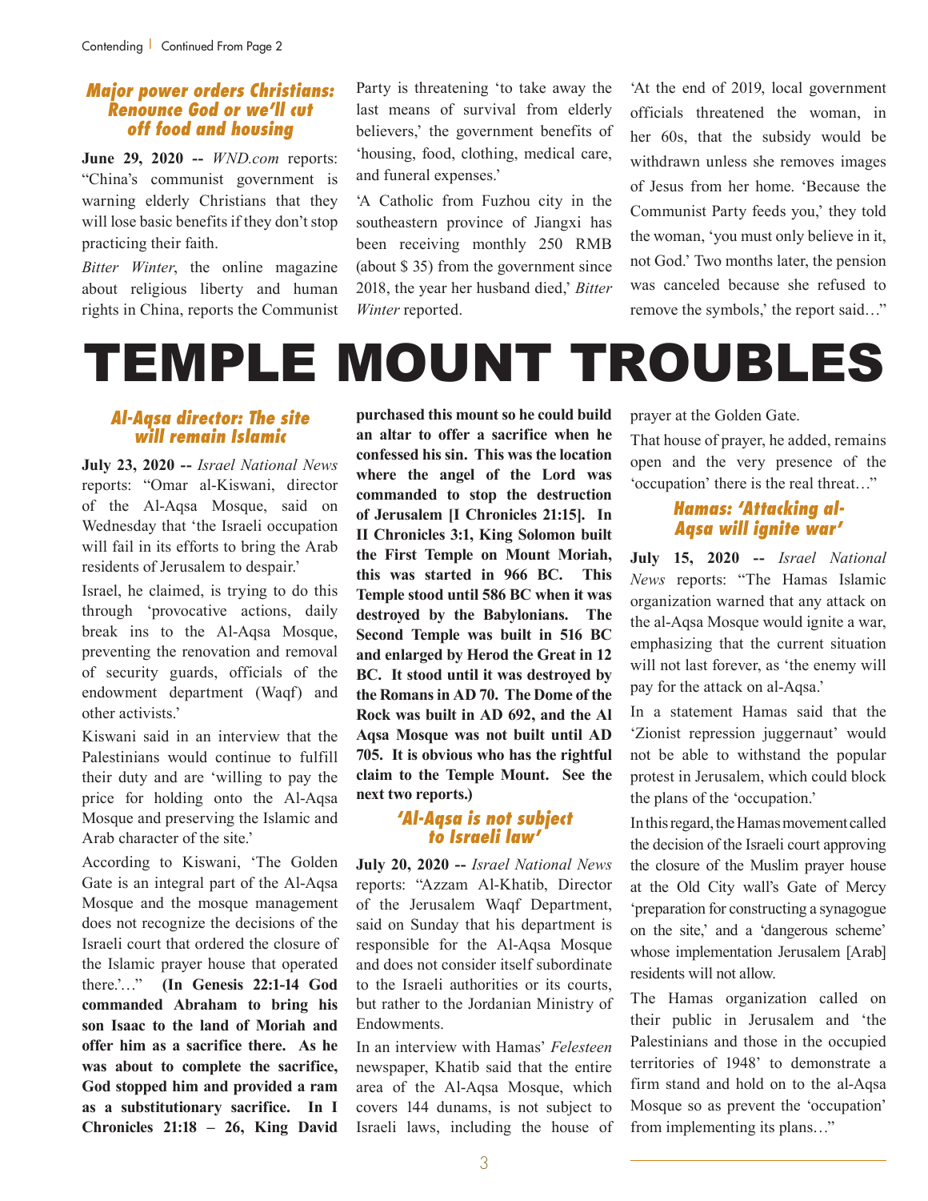Contending | Continued From Page 2

### Major power orders Christians: Renounce God or we'll cut off food and housing

**June 29, 2020 --** *WND.com* reports: "China's communist government is warning elderly Christians that they will lose basic benefits if they don't stop practicing their faith.

*Bitter Winter*, the online magazine about religious liberty and human rights in China, reports the Communist Party is threatening 'to take away the last means of survival from elderly believers,' the government benefits of 'housing, food, clothing, medical care, and funeral expenses.'

'A Catholic from Fuzhou city in the southeastern province of Jiangxi has been receiving monthly 250 RMB (about $ 35) from the government since 2018, the year her husband died,' *Bitter Winter* reported.

'At the end of 2019, local government officials threatened the woman, in her 60s, that the subsidy would be withdrawn unless she removes images of Jesus from her home. 'Because the Communist Party feeds you,' they told the woman, 'you must only believe in it, not God.' Two months later, the pension was canceled because she refused to remove the symbols,' the report said…"

# TEMPLE MOUNT TROUBLES

### Al-Aqsa director: The site will remain Islamic

**July 23, 2020 --** *Israel National News* reports: "Omar al-Kiswani, director of the Al-Aqsa Mosque, said on Wednesday that 'the Israeli occupation will fail in its efforts to bring the Arab residents of Jerusalem to despair.'

Israel, he claimed, is trying to do this through 'provocative actions, daily break ins to the Al-Aqsa Mosque, preventing the renovation and removal of security guards, officials of the endowment department (Waqf) and other activists.'

Kiswani said in an interview that the Palestinians would continue to fulfill their duty and are 'willing to pay the price for holding onto the Al-Aqsa Mosque and preserving the Islamic and Arab character of the site.'

According to Kiswani, 'The Golden Gate is an integral part of the Al-Aqsa Mosque and the mosque management does not recognize the decisions of the Israeli court that ordered the closure of the Islamic prayer house that operated there.'…" **(In Genesis 22:1-14 God commanded Abraham to bring his son Isaac to the land of Moriah and offer him as a sacrifice there. As he was about to complete the sacrifice, God stopped him and provided a ram as a substitutionary sacrifice. In I Chronicles 21:18 – 26, King David purchased this mount so he could build an altar to offer a sacrifice when he confessed his sin. This was the location where the angel of the Lord was commanded to stop the destruction of Jerusalem [I Chronicles 21:15]. In II Chronicles 3:1, King Solomon built the First Temple on Mount Moriah, this was started in 966 BC. This Temple stood until 586 BC when it was destroyed by the Babylonians. The Second Temple was built in 516 BC and enlarged by Herod the Great in 12 BC. It stood until it was destroyed by the Romans in AD 70. The Dome of the Rock was built in AD 692, and the Al Aqsa Mosque was not built until AD 705. It is obvious who has the rightful claim to the Temple Mount. See the next two reports.)**

### 'Al-Aqsa is not subject to Israeli law'

**July 20, 2020 --** *Israel National News* reports: "Azzam Al-Khatib, Director of the Jerusalem Waqf Department, said on Sunday that his department is responsible for the Al-Aqsa Mosque and does not consider itself subordinate to the Israeli authorities or its courts, but rather to the Jordanian Ministry of Endowments.

In an interview with Hamas' *Felesteen* newspaper, Khatib said that the entire area of the Al-Aqsa Mosque, which covers 144 dunams, is not subject to Israeli laws, including the house of prayer at the Golden Gate.

That house of prayer, he added, remains open and the very presence of the 'occupation' there is the real threat…"

### Hamas: 'Attacking al-Aqsa will ignite war'

**July 15, 2020 --** *Israel National News* reports: "The Hamas Islamic organization warned that any attack on the al-Aqsa Mosque would ignite a war, emphasizing that the current situation will not last forever, as 'the enemy will pay for the attack on al-Aqsa.'

In a statement Hamas said that the 'Zionist repression juggernaut' would not be able to withstand the popular protest in Jerusalem, which could block the plans of the 'occupation.'

In this regard, the Hamas movement called the decision of the Israeli court approving the closure of the Muslim prayer house at the Old City wall's Gate of Mercy 'preparation for constructing a synagogue on the site,' and a 'dangerous scheme' whose implementation Jerusalem [Arab] residents will not allow.

The Hamas organization called on their public in Jerusalem and 'the Palestinians and those in the occupied territories of 1948' to demonstrate a firm stand and hold on to the al-Aqsa Mosque so as prevent the 'occupation' from implementing its plans…"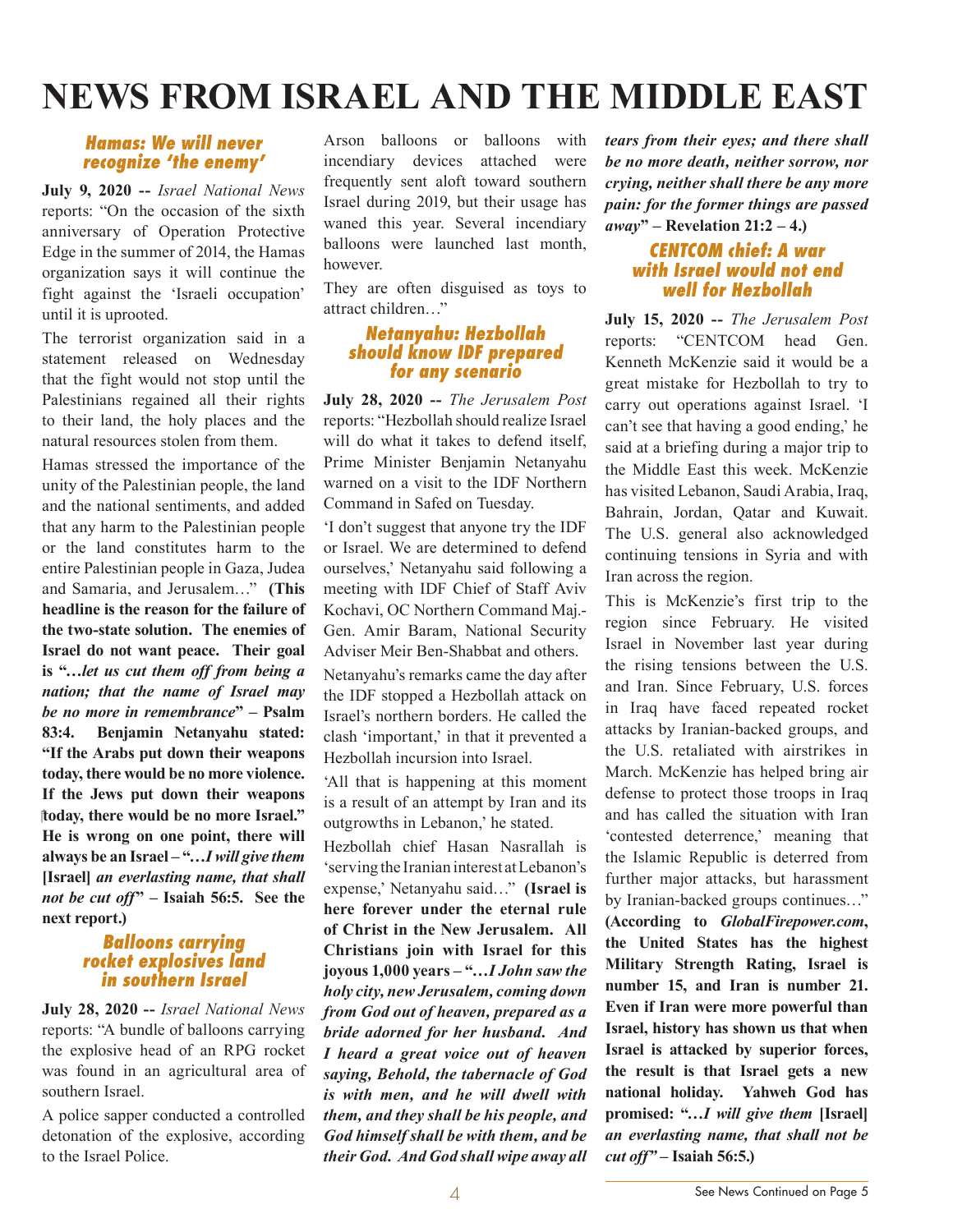# NEWS FROM ISRAEL AND THE MIDDLE EAST

### Hamas: We will never recognize 'the enemy'

**July 9, 2020 --** *Israel National News* reports: "On the occasion of the sixth anniversary of Operation Protective Edge in the summer of 2014, the Hamas organization says it will continue the fight against the 'Israeli occupation' until it is uprooted.

The terrorist organization said in a statement released on Wednesday that the fight would not stop until the Palestinians regained all their rights to their land, the holy places and the natural resources stolen from them.

Hamas stressed the importance of the unity of the Palestinian people, the land and the national sentiments, and added that any harm to the Palestinian people or the land constitutes harm to the entire Palestinian people in Gaza, Judea and Samaria, and Jerusalem…" **(This headline is the reason for the failure of the two-state solution. The enemies of Israel do not want peace. Their goal is "…*let us cut them off from being a nation; that the name of Israel may be no more in remembrance*" – Psalm 83:4. Benjamin Netanyahu stated: "If the Arabs put down their weapons today, there would be no more violence. If the Jews put down their weapons today, there would be no more Israel." He is wrong on one point, there will always be an Israel – "…*I will give them* [Israel] *an everlasting name, that shall not be cut off*" – Isaiah 56:5. See the next report.)**

### Balloons carrying rocket explosives land in southern Israel

**July 28, 2020 --** *Israel National News* reports: "A bundle of balloons carrying the explosive head of an RPG rocket was found in an agricultural area of southern Israel.

A police sapper conducted a controlled detonation of the explosive, according to the Israel Police.

Arson balloons or balloons with incendiary devices attached were frequently sent aloft toward southern Israel during 2019, but their usage has waned this year. Several incendiary balloons were launched last month, however.

They are often disguised as toys to attract children…"

### Netanyahu: Hezbollah should know IDF prepared for any scenario

**July 28, 2020 --** *The Jerusalem Post* reports: "Hezbollah should realize Israel will do what it takes to defend itself, Prime Minister Benjamin Netanyahu warned on a visit to the IDF Northern Command in Safed on Tuesday.

'I don't suggest that anyone try the IDF or Israel. We are determined to defend ourselves,' Netanyahu said following a meeting with IDF Chief of Staff Aviv Kochavi, OC Northern Command Maj.-Gen. Amir Baram, National Security Adviser Meir Ben-Shabbat and others.

Netanyahu's remarks came the day after the IDF stopped a Hezbollah attack on Israel's northern borders. He called the clash 'important,' in that it prevented a Hezbollah incursion into Israel.

'All that is happening at this moment is a result of an attempt by Iran and its outgrowths in Lebanon,' he stated.

Hezbollah chief Hasan Nasrallah is 'serving the Iranian interest at Lebanon's expense,' Netanyahu said…" **(Israel is here forever under the eternal rule of Christ in the New Jerusalem. All Christians join with Israel for this joyous 1,000 years – "…*I John saw the holy city, new Jerusalem, coming down from God out of heaven, prepared as a bride adorned for her husband. And I heard a great voice out of heaven saying, Behold, the tabernacle of God is with men, and he will dwell with them, and they shall be his people, and God himself shall be with them, and be their God. And God shall wipe away all tears from their eyes; and there shall be no more death, neither sorrow, nor crying, neither shall there be any more pain: for the former things are passed away*" – Revelation 21:2 – 4.)**

### CENTCOM chief: A war with Israel would not end well for Hezbollah

**July 15, 2020 --** *The Jerusalem Post* reports: "CENTCOM head Gen. Kenneth McKenzie said it would be a great mistake for Hezbollah to try to carry out operations against Israel. 'I can't see that having a good ending,' he said at a briefing during a major trip to the Middle East this week. McKenzie has visited Lebanon, Saudi Arabia, Iraq, Bahrain, Jordan, Qatar and Kuwait. The U.S. general also acknowledged continuing tensions in Syria and with Iran across the region.

This is McKenzie's first trip to the region since February. He visited Israel in November last year during the rising tensions between the U.S. and Iran. Since February, U.S. forces in Iraq have faced repeated rocket attacks by Iranian-backed groups, and the U.S. retaliated with airstrikes in March. McKenzie has helped bring air defense to protect those troops in Iraq and has called the situation with Iran 'contested deterrence,' meaning that the Islamic Republic is deterred from further major attacks, but harassment by Iranian-backed groups continues…" **(According to *GlobalFirepower.com*, the United States has the highest Military Strength Rating, Israel is number 15, and Iran is number 21. Even if Iran were more powerful than Israel, history has shown us that when Israel is attacked by superior forces, the result is that Israel gets a new national holiday. Yahweh God has promised: "…*I will give them* [Israel] *an everlasting name, that shall not be cut off*" – Isaiah 56:5.)**

See News Continued on Page 5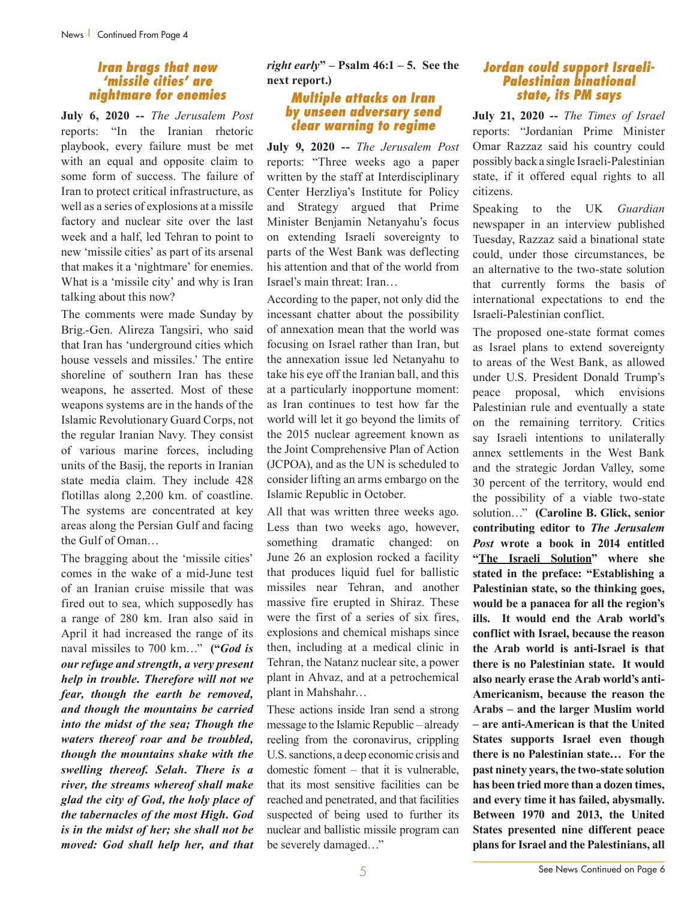### Iran brags that new 'missile cities' are nightmare for enemies

**July 6, 2020 --** *The Jerusalem Post* reports: "In the Iranian rhetoric playbook, every failure must be met with an equal and opposite claim to some form of success. The failure of Iran to protect critical infrastructure, as well as a series of explosions at a missile factory and nuclear site over the last week and a half, led Tehran to point to new 'missile cities' as part of its arsenal that makes it a 'nightmare' for enemies. What is a 'missile city' and why is Iran talking about this now?

The comments were made Sunday by Brig.-Gen. Alireza Tangsiri, who said that Iran has 'underground cities which house vessels and missiles.' The entire shoreline of southern Iran has these weapons, he asserted. Most of these weapons systems are in the hands of the Islamic Revolutionary Guard Corps, not the regular Iranian Navy. They consist of various marine forces, including units of the Basij, the reports in Iranian state media claim. They include 428 flotillas along 2,200 km. of coastline. The systems are concentrated at key areas along the Persian Gulf and facing the Gulf of Oman…

The bragging about the 'missile cities' comes in the wake of a mid-June test of an Iranian cruise missile that was fired out to sea, which supposedly has a range of 280 km. Iran also said in April it had increased the range of its naval missiles to 700 km…" **("*God is our refuge and strength, a very present help in trouble. Therefore will not we fear, though the earth be removed, and though the mountains be carried into the midst of the sea; Though the waters thereof roar and be troubled, though the mountains shake with the swelling thereof. Selah. There is a river, the streams whereof shall make glad the city of God, the holy place of the tabernacles of the most High. God is in the midst of her; she shall not be moved: God shall help her, and that right early*" – Psalm 46:1 – 5. See the next report.)**

### Multiple attacks on Iran by unseen adversary send clear warning to regime

**July 9, 2020 --** *The Jerusalem Post* reports: "Three weeks ago a paper written by the staff at Interdisciplinary Center Herzliya's Institute for Policy and Strategy argued that Prime Minister Benjamin Netanyahu's focus on extending Israeli sovereignty to parts of the West Bank was deflecting his attention and that of the world from Israel's main threat: Iran…

According to the paper, not only did the incessant chatter about the possibility of annexation mean that the world was focusing on Israel rather than Iran, but the annexation issue led Netanyahu to take his eye off the Iranian ball, and this at a particularly inopportune moment: as Iran continues to test how far the world will let it go beyond the limits of the 2015 nuclear agreement known as the Joint Comprehensive Plan of Action (JCPOA), and as the UN is scheduled to consider lifting an arms embargo on the Islamic Republic in October.

All that was written three weeks ago. Less than two weeks ago, however, something dramatic changed: on June 26 an explosion rocked a facility that produces liquid fuel for ballistic missiles near Tehran, and another massive fire erupted in Shiraz. These were the first of a series of six fires, explosions and chemical mishaps since then, including at a medical clinic in Tehran, the Natanz nuclear site, a power plant in Ahvaz, and at a petrochemical plant in Mahshahr…

These actions inside Iran send a strong message to the Islamic Republic – already reeling from the coronavirus, crippling U.S. sanctions, a deep economic crisis and domestic foment – that it is vulnerable, that its most sensitive facilities can be reached and penetrated, and that facilities suspected of being used to further its nuclear and ballistic missile program can be severely damaged…"

### Jordan could support Israeli-Palestinian binational state, its PM says

**July 21, 2020 --** *The Times of Israel* reports: "Jordanian Prime Minister Omar Razzaz said his country could possibly back a single Israeli-Palestinian state, if it offered equal rights to all citizens.

Speaking to the UK *Guardian* newspaper in an interview published Tuesday, Razzaz said a binational state could, under those circumstances, be an alternative to the two-state solution that currently forms the basis of international expectations to end the Israeli-Palestinian conflict.

The proposed one-state format comes as Israel plans to extend sovereignty to areas of the West Bank, as allowed under U.S. President Donald Trump's peace proposal, which envisions Palestinian rule and eventually a state on the remaining territory. Critics say Israeli intentions to unilaterally annex settlements in the West Bank and the strategic Jordan Valley, some 30 percent of the territory, would end the possibility of a viable two-state solution…" **(Caroline B. Glick, senior contributing editor to *The Jerusalem Post* wrote a book in 2014 entitled "<u>The Israeli Solution</u>" where she stated in the preface: "Establishing a Palestinian state, so the thinking goes, would be a panacea for all the region's ills. It would end the Arab world's conflict with Israel, because the reason the Arab world is anti-Israel is that there is no Palestinian state. It would also nearly erase the Arab world's anti-Americanism, because the reason the Arabs – and the larger Muslim world – are anti-American is that the United States supports Israel even though there is no Palestinian state… For the past ninety years, the two-state solution has been tried more than a dozen times, and every time it has failed, abysmally. Between 1970 and 2013, the United States presented nine different peace plans for Israel and the Palestinians, all**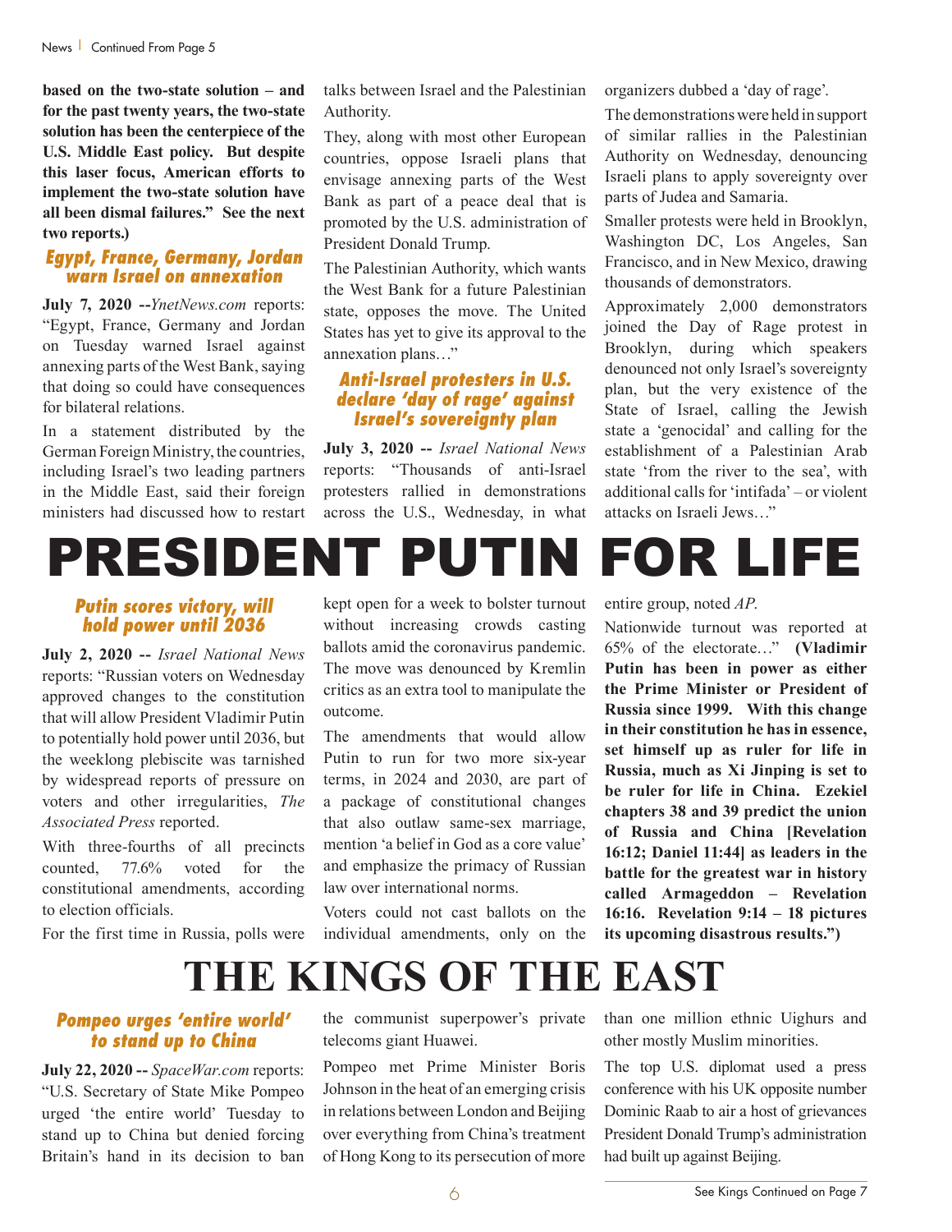**based on the two-state solution – and for the past twenty years, the two-state solution has been the centerpiece of the U.S. Middle East policy. But despite this laser focus, American efforts to implement the two-state solution have all been dismal failures." See the next two reports.)**

### *Egypt, France, Germany, Jordan warn Israel on annexation*

**July 7, 2020 --** *YnetNews.com* reports: "Egypt, France, Germany and Jordan on Tuesday warned Israel against annexing parts of the West Bank, saying that doing so could have consequences for bilateral relations.

In a statement distributed by the German Foreign Ministry, the countries, including Israel's two leading partners in the Middle East, said their foreign ministers had discussed how to restart talks between Israel and the Palestinian Authority.

They, along with most other European countries, oppose Israeli plans that envisage annexing parts of the West Bank as part of a peace deal that is promoted by the U.S. administration of President Donald Trump.

The Palestinian Authority, which wants the West Bank for a future Palestinian state, opposes the move. The United States has yet to give its approval to the annexation plans…"

### *Anti-Israel protesters in U.S. declare 'day of rage' against Israel's sovereignty plan*

**July 3, 2020 --** *Israel National News* reports: "Thousands of anti-Israel protesters rallied in demonstrations across the U.S., Wednesday, in what organizers dubbed a 'day of rage'.

The demonstrations were held in support of similar rallies in the Palestinian Authority on Wednesday, denouncing Israeli plans to apply sovereignty over parts of Judea and Samaria.

Smaller protests were held in Brooklyn, Washington DC, Los Angeles, San Francisco, and in New Mexico, drawing thousands of demonstrators.

Approximately 2,000 demonstrators joined the Day of Rage protest in Brooklyn, during which speakers denounced not only Israel's sovereignty plan, but the very existence of the State of Israel, calling the Jewish state a 'genocidal' and calling for the establishment of a Palestinian Arab state 'from the river to the sea', with additional calls for 'intifada' – or violent attacks on Israeli Jews…"

# PRESIDENT PUTIN FOR LIFE

### *Putin scores victory, will hold power until 2036*

**July 2, 2020 --** *Israel National News* reports: "Russian voters on Wednesday approved changes to the constitution that will allow President Vladimir Putin to potentially hold power until 2036, but the weeklong plebiscite was tarnished by widespread reports of pressure on voters and other irregularities, *The Associated Press* reported.

With three-fourths of all precincts counted, 77.6% voted for the constitutional amendments, according to election officials.

For the first time in Russia, polls were kept open for a week to bolster turnout without increasing crowds casting ballots amid the coronavirus pandemic. The move was denounced by Kremlin critics as an extra tool to manipulate the outcome.

The amendments that would allow Putin to run for two more six-year terms, in 2024 and 2030, are part of a package of constitutional changes that also outlaw same-sex marriage, mention 'a belief in God as a core value' and emphasize the primacy of Russian law over international norms.

Voters could not cast ballots on the individual amendments, only on the entire group, noted *AP*.

Nationwide turnout was reported at 65% of the electorate…" **(Vladimir Putin has been in power as either the Prime Minister or President of Russia since 1999. With this change in their constitution he has in essence, set himself up as ruler for life in Russia, much as Xi Jinping is set to be ruler for life in China. Ezekiel chapters 38 and 39 predict the union of Russia and China [Revelation 16:12; Daniel 11:44] as leaders in the battle for the greatest war in history called Armageddon – Revelation 16:16. Revelation 9:14 – 18 pictures its upcoming disastrous results.")**

# THE KINGS OF THE EAST

### *Pompeo urges 'entire world' to stand up to China*

**July 22, 2020 --** *SpaceWar.com* reports: "U.S. Secretary of State Mike Pompeo urged 'the entire world' Tuesday to stand up to China but denied forcing Britain's hand in its decision to ban the communist superpower's private telecoms giant Huawei.

Pompeo met Prime Minister Boris Johnson in the heat of an emerging crisis in relations between London and Beijing over everything from China's treatment of Hong Kong to its persecution of more than one million ethnic Uighurs and other mostly Muslim minorities.

The top U.S. diplomat used a press conference with his UK opposite number Dominic Raab to air a host of grievances President Donald Trump's administration had built up against Beijing.

See Kings Continued on Page 7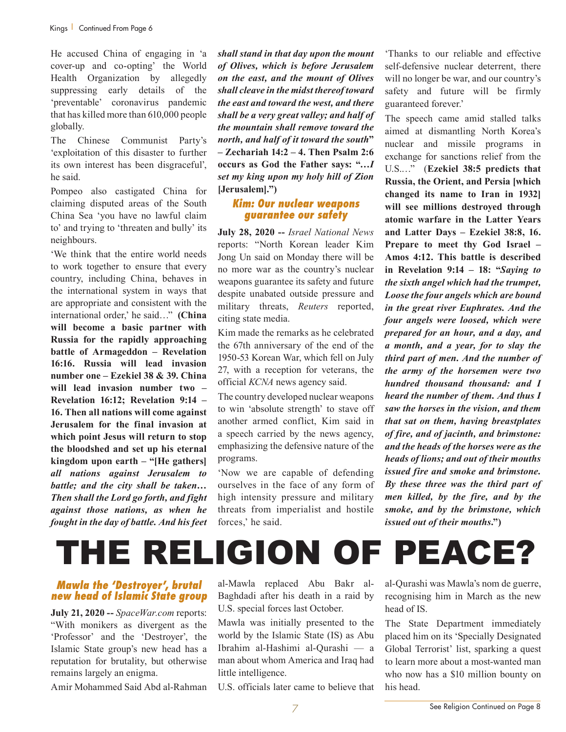He accused China of engaging in 'a cover-up and co-opting' the World Health Organization by allegedly suppressing early details of the 'preventable' coronavirus pandemic that has killed more than 610,000 people globally.

The Chinese Communist Party's 'exploitation of this disaster to further its own interest has been disgraceful', he said.

Pompeo also castigated China for claiming disputed areas of the South China Sea 'you have no lawful claim to' and trying to 'threaten and bully' its neighbours.

'We think that the entire world needs to work together to ensure that every country, including China, behaves in the international system in ways that are appropriate and consistent with the international order,' he said…" **(China will become a basic partner with Russia for the rapidly approaching battle of Armageddon – Revelation 16:16. Russia will lead invasion number one – Ezekiel 38 & 39. China will lead invasion number two – Revelation 16:12; Revelation 9:14 – 16. Then all nations will come against Jerusalem for the final invasion at which point Jesus will return to stop the bloodshed and set up his eternal kingdom upon earth – "[He gathers]** ***all nations against Jerusalem to battle; and the city shall be taken… Then shall the Lord go forth, and fight against those nations, as when he fought in the day of battle. And his feet shall stand in that day upon the mount of Olives, which is before Jerusalem on the east, and the mount of Olives shall cleave in the midst thereof toward the east and toward the west, and there shall be a very great valley; and half of the mountain shall remove toward the north, and half of it toward the south*** **" – Zechariah 14:2 – 4. Then Psalm 2:6 occurs as God the Father says: "*…I set my king upon my holy hill of Zion* [Jerusalem].")**

## Kim: Our nuclear weapons guarantee our safety

**July 28, 2020 --** *Israel National News* reports: "North Korean leader Kim Jong Un said on Monday there will be no more war as the country's nuclear weapons guarantee its safety and future despite unabated outside pressure and military threats, *Reuters* reported, citing state media.

Kim made the remarks as he celebrated the 67th anniversary of the end of the 1950-53 Korean War, which fell on July 27, with a reception for veterans, the official *KCNA* news agency said.

The country developed nuclear weapons to win 'absolute strength' to stave off another armed conflict, Kim said in a speech carried by the news agency, emphasizing the defensive nature of the programs.

'Now we are capable of defending ourselves in the face of any form of high intensity pressure and military threats from imperialist and hostile forces,' he said.

'Thanks to our reliable and effective self-defensive nuclear deterrent, there will no longer be war, and our country's safety and future will be firmly guaranteed forever.'

The speech came amid stalled talks aimed at dismantling North Korea's nuclear and missile programs in exchange for sanctions relief from the U.S.…" **(Ezekiel 38:5 predicts that Russia, the Orient, and Persia [which changed its name to Iran in 1932] will see millions destroyed through atomic warfare in the Latter Years and Latter Days – Ezekiel 38:8, 16. Prepare to meet thy God Israel – Amos 4:12. This battle is described in Revelation 9:14 – 18: "*Saying to the sixth angel which had the trumpet, Loose the four angels which are bound in the great river Euphrates. And the four angels were loosed, which were prepared for an hour, and a day, and a month, and a year, for to slay the third part of men. And the number of the army of the horsemen were two hundred thousand thousand: and I heard the number of them. And thus I saw the horses in the vision, and them that sat on them, having breastplates of fire, and of jacinth, and brimstone: and the heads of the horses were as the heads of lions; and out of their mouths issued fire and smoke and brimstone. By these three was the third part of men killed, by the fire, and by the smoke, and by the brimstone, which issued out of their mouths.*")**

# THE RELIGION OF PEACE?

## Mawla the 'Destroyer', brutal new head of Islamic State group

**July 21, 2020 --** *SpaceWar.com* reports: "With monikers as divergent as the 'Professor' and the 'Destroyer', the Islamic State group's new head has a reputation for brutality, but otherwise remains largely an enigma.

Amir Mohammed Said Abd al-Rahman al-Mawla replaced Abu Bakr al-Baghdadi after his death in a raid by U.S. special forces last October.

Mawla was initially presented to the world by the Islamic State (IS) as Abu Ibrahim al-Hashimi al-Qurashi — a man about whom America and Iraq had little intelligence.

U.S. officials later came to believe that al-Qurashi was Mawla's nom de guerre, recognising him in March as the new head of IS.

The State Department immediately placed him on its 'Specially Designated Global Terrorist' list, sparking a quest to learn more about a most-wanted man who now has a $10 million bounty on his head.

See Religion Continued on Page 8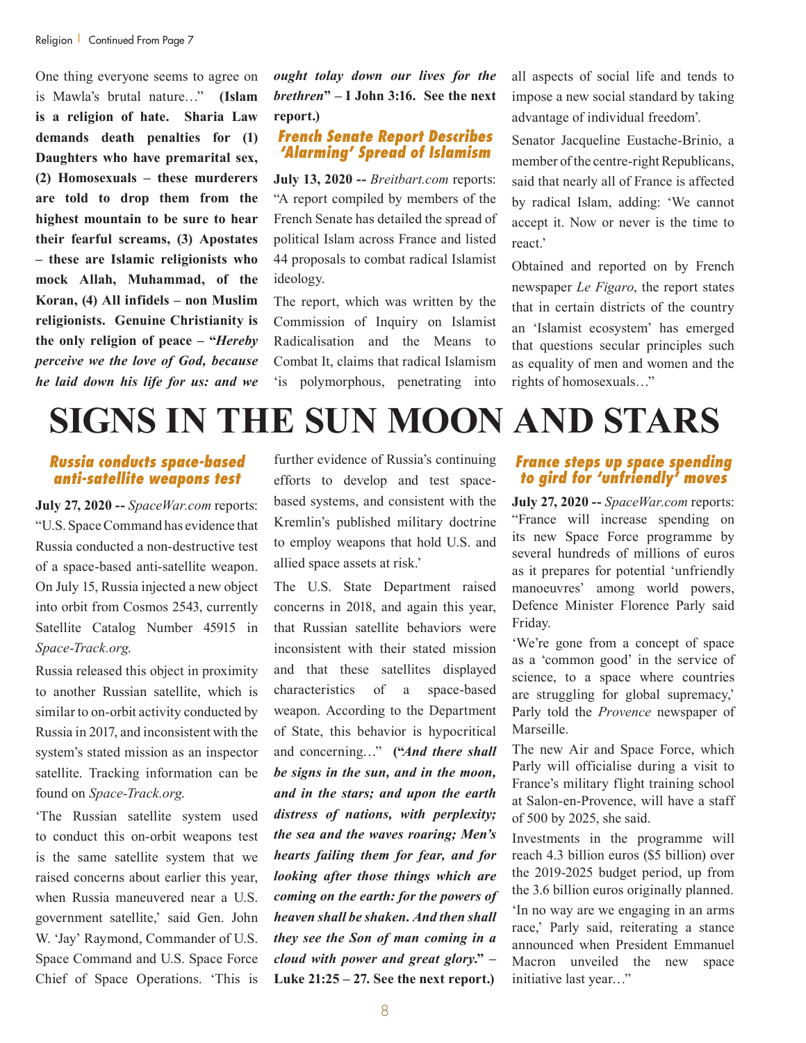One thing everyone seems to agree on is Mawla's brutal nature…" **(Islam is a religion of hate. Sharia Law demands death penalties for (1) Daughters who have premarital sex, (2) Homosexuals – these murderers are told to drop them from the highest mountain to be sure to hear their fearful screams, (3) Apostates – these are Islamic religionists who mock Allah, Muhammad, of the Koran, (4) All infidels – non Muslim religionists. Genuine Christianity is the only religion of peace – "*Hereby perceive we the love of God, because he laid down his life for us: and we ought tolay down our lives for the brethren*" – I John 3:16. See the next report.)**

### French Senate Report Describes 'Alarming' Spread of Islamism

**July 13, 2020 --** *Breitbart.com* reports: "A report compiled by members of the French Senate has detailed the spread of political Islam across France and listed 44 proposals to combat radical Islamist ideology.

The report, which was written by the Commission of Inquiry on Islamist Radicalisation and the Means to Combat It, claims that radical Islamism 'is polymorphous, penetrating into all aspects of social life and tends to impose a new social standard by taking advantage of individual freedom'.

Senator Jacqueline Eustache-Brinio, a member of the centre-right Republicans, said that nearly all of France is affected by radical Islam, adding: 'We cannot accept it. Now or never is the time to react.'

Obtained and reported on by French newspaper *Le Figaro*, the report states that in certain districts of the country an 'Islamist ecosystem' has emerged that questions secular principles such as equality of men and women and the rights of homosexuals…"

# SIGNS IN THE SUN MOON AND STARS

### Russia conducts space-based anti-satellite weapons test

**July 27, 2020 --** *SpaceWar.com* reports: "U.S. Space Command has evidence that Russia conducted a non-destructive test of a space-based anti-satellite weapon. On July 15, Russia injected a new object into orbit from Cosmos 2543, currently Satellite Catalog Number 45915 in *Space-Track.org*.

Russia released this object in proximity to another Russian satellite, which is similar to on-orbit activity conducted by Russia in 2017, and inconsistent with the system's stated mission as an inspector satellite. Tracking information can be found on *Space-Track.org.*

'The Russian satellite system used to conduct this on-orbit weapons test is the same satellite system that we raised concerns about earlier this year, when Russia maneuvered near a U.S. government satellite,' said Gen. John W. 'Jay' Raymond, Commander of U.S. Space Command and U.S. Space Force Chief of Space Operations. 'This is further evidence of Russia's continuing efforts to develop and test space-based systems, and consistent with the Kremlin's published military doctrine to employ weapons that hold U.S. and allied space assets at risk.'

The U.S. State Department raised concerns in 2018, and again this year, that Russian satellite behaviors were inconsistent with their stated mission and that these satellites displayed characteristics of a space-based weapon. According to the Department of State, this behavior is hypocritical and concerning…" **("*And there shall be signs in the sun, and in the moon, and in the stars; and upon the earth distress of nations, with perplexity; the sea and the waves roaring; Men's hearts failing them for fear, and for looking after those things which are coming on the earth: for the powers of heaven shall be shaken. And then shall they see the Son of man coming in a cloud with power and great glory.*" – Luke 21:25 – 27. See the next report.)**

### France steps up space spending to gird for 'unfriendly' moves

**July 27, 2020 --** *SpaceWar.com* reports: "France will increase spending on its new Space Force programme by several hundreds of millions of euros as it prepares for potential 'unfriendly manoeuvres' among world powers, Defence Minister Florence Parly said Friday.

'We're gone from a concept of space as a 'common good' in the service of science, to a space where countries are struggling for global supremacy,' Parly told the *Provence* newspaper of Marseille.

The new Air and Space Force, which Parly will officialise during a visit to France's military flight training school at Salon-en-Provence, will have a staff of 500 by 2025, she said.

Investments in the programme will reach 4.3 billion euros ($5 billion) over the 2019-2025 budget period, up from the 3.6 billion euros originally planned.

'In no way are we engaging in an arms race,' Parly said, reiterating a stance announced when President Emmanuel Macron unveiled the new space initiative last year…"